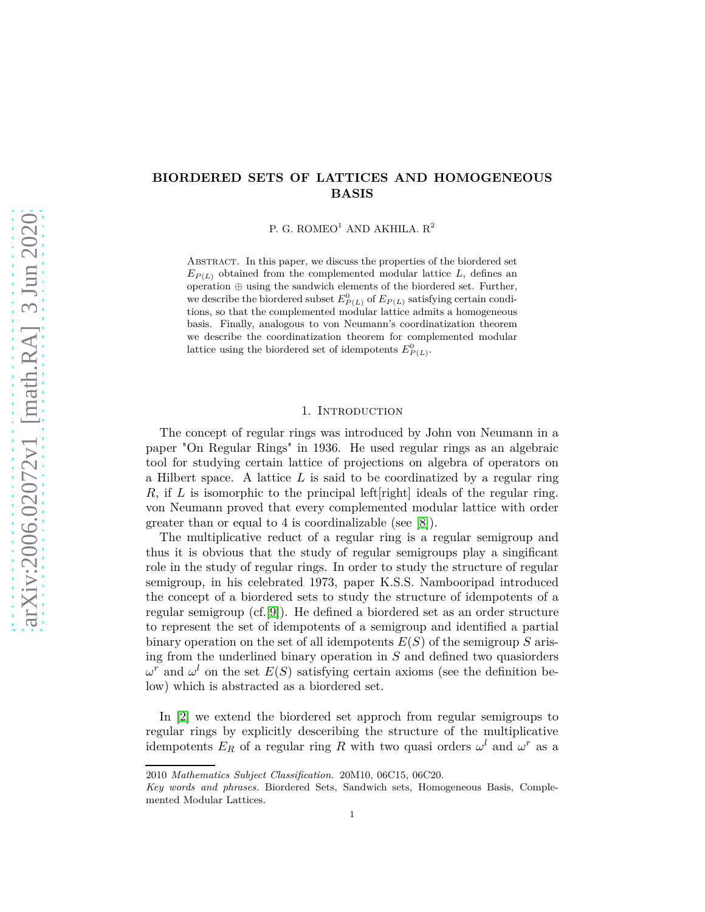# BIORDERED SETS OF LATTICES AND HOMOGENEOUS BASIS

P. G. ROMEO[1] AND AKHILA. R[2]

Abstract. In this paper, we discuss the properties of the biordered set $E_{P(L)}$ obtained from the complemented modular lattice $L$, defines an operation $\oplus$ using the sandwich elements of the biordered set. Further, we describe the biordered subset $E^0_{P(L)}$ of $E_{P(L)}$ satisfying certain conditions, so that the complemented modular lattice admits a homogeneous basis. Finally, analogous to von Neumann's coordinatization theorem we describe the coordinatization theorem for complemented modular lattice using the biordered set of idempotents $E^0_{P(L)}$.

## 1. Introduction

The concept of regular rings was introduced by John von Neumann in a paper "On Regular Rings" in 1936. He used regular rings as an algebraic tool for studying certain lattice of projections on algebra of operators on a Hilbert space. A lattice $L$ is said to be coordinatized by a regular ring $R$, if $L$ is isomorphic to the principal left[right] ideals of the regular ring. von Neumann proved that every complemented modular lattice with order greater than or equal to 4 is coordinalizable (see [8]).

The multiplicative reduct of a regular ring is a regular semigroup and thus it is obvious that the study of regular semigroups play a singificant role in the study of regular rings. In order to study the structure of regular semigroup, in his celebrated 1973, paper K.S.S. Nambooripad introduced the concept of a biordered sets to study the structure of idempotents of a regular semigroup (cf.[9]). He defined a biordered set as an order structure to represent the set of idempotents of a semigroup and identified a partial binary operation on the set of all idempotents $E(S)$ of the semigroup $S$ arising from the underlined binary operation in $S$ and defined two quasiorders $\omega^r$ and $\omega^l$ on the set $E(S)$ satisfying certain axioms (see the definition below) which is abstracted as a biordered set.

In [2] we extend the biordered set approch from regular semigroups to regular rings by explicitly desceribing the structure of the multiplicative idempotents $E_R$ of a regular ring $R$ with two quasi orders $\omega^l$ and $\omega^r$ as a

2010 *Mathematics Subject Classification.* 20M10, 06C15, 06C20.

*Key words and phrases.* Biordered Sets, Sandwich sets, Homogeneous Basis, Complemented Modular Lattices.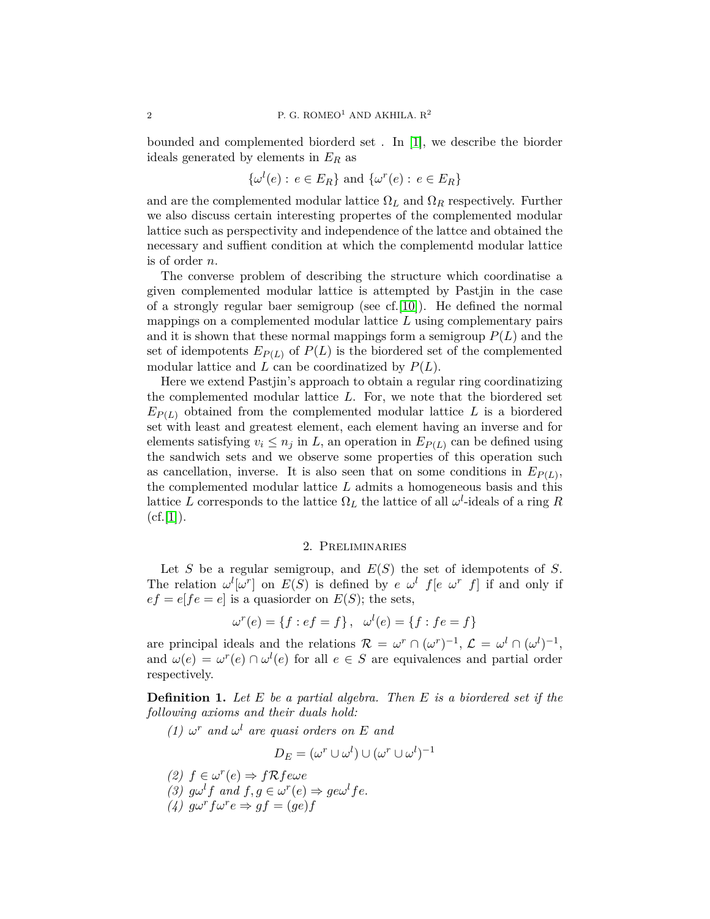bounded and complemented biorderd set . In [1], we describe the biorder ideals generated by elements in $E_R$ as

$$\{\omega^l(e) : e \in E_R\} \text{ and } \{\omega^r(e) : e \in E_R\}$$

and are the complemented modular lattice $\Omega_L$ and $\Omega_R$ respectively. Further we also discuss certain interesting propertes of the complemented modular lattice such as perspectivity and independence of the lattce and obtained the necessary and suffient condition at which the complementd modular lattice is of order $n$.

The converse problem of describing the structure which coordinatise a given complemented modular lattice is attempted by Pastjin in the case of a strongly regular baer semigroup (see cf.[10]). He defined the normal mappings on a complemented modular lattice $L$ using complementary pairs and it is shown that these normal mappings form a semigroup $P(L)$ and the set of idempotents $E_{P(L)}$ of $P(L)$ is the biordered set of the complemented modular lattice and $L$ can be coordinatized by $P(L)$.

Here we extend Pastjin's approach to obtain a regular ring coordinatizing the complemented modular lattice $L$. For, we note that the biordered set $E_{P(L)}$ obtained from the complemented modular lattice $L$ is a biordered set with least and greatest element, each element having an inverse and for elements satisfying $v_i \leq n_j$ in $L$, an operation in $E_{P(L)}$ can be defined using the sandwich sets and we observe some properties of this operation such as cancellation, inverse. It is also seen that on some conditions in $E_{P(L)}$, the complemented modular lattice $L$ admits a homogeneous basis and this lattice $L$ corresponds to the lattice $\Omega_L$ the lattice of all $\omega^l$-ideals of a ring $R$ (cf.[1]).

## 2. Preliminaries

Let $S$ be a regular semigroup, and $E(S)$ the set of idempotents of $S$. The relation $\omega^l[\omega^r]$ on $E(S)$ is defined by $e \ \omega^l \ f[e \ \omega^r \ f]$ if and only if $ef = e[fe = e]$ is a quasiorder on $E(S)$; the sets,

$$\omega^r(e) = \{f : ef = f\}, \quad \omega^l(e) = \{f : fe = f\}$$

are principal ideals and the relations $\mathcal{R} = \omega^r \cap (\omega^r)^{-1}$, $\mathcal{L} = \omega^l \cap (\omega^l)^{-1}$, and $\omega(e) = \omega^r(e) \cap \omega^l(e)$ for all $e \in S$ are equivalences and partial order respectively.

**Definition 1.** *Let $E$ be a partial algebra. Then $E$ is a biordered set if the following axioms and their duals hold:*

*(1) $\omega^r$ and $\omega^l$ are quasi orders on $E$ and*

$$D_E = (\omega^r \cup \omega^l) \cup (\omega^r \cup \omega^l)^{-1}$$

*(2) $f \in \omega^r(e) \Rightarrow f\mathcal{R}fe\omega e$*

*(3) $g\omega^l f$ and $f, g \in \omega^r(e) \Rightarrow ge\omega^l fe$.*

*(4) $g\omega^r f\omega^r e \Rightarrow gf = (ge)f$*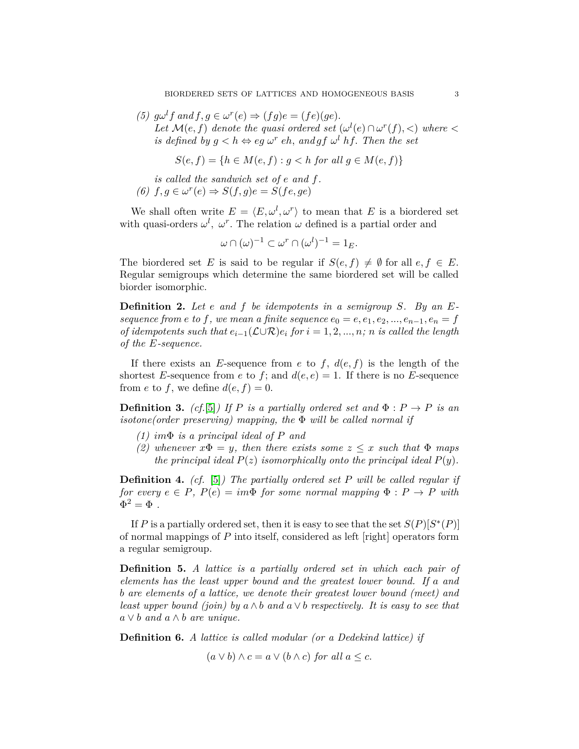(5) $g\omega^l f$ *and* $f, g \in \omega^r(e) \Rightarrow (fg)e = (fe)(ge)$.
*Let* $\mathcal{M}(e, f)$ *denote the quasi ordered set* $(\omega^l(e) \cap \omega^r(f), <)$ *where* $<$ *is defined by* $g < h \Leftrightarrow eg\ \omega^r\ eh,$ *and* $gf\ \omega^l\ hf$. *Then the set*

$$S(e, f) = \{h \in M(e, f) : g < h \text{ for all } g \in M(e, f)\}$$

*is called the sandwich set of* $e$ *and* $f$.

(6) $f, g \in \omega^r(e) \Rightarrow S(f, g)e = S(fe, ge)$

We shall often write $E = \langle E, \omega^l, \omega^r \rangle$ to mean that $E$ is a biordered set with quasi-orders $\omega^l$, $\omega^r$. The relation $\omega$ defined is a partial order and

$$\omega \cap (\omega)^{-1} \subset \omega^r \cap (\omega^l)^{-1} = 1_E.$$

The biordered set $E$ is said to be regular if $S(e, f) \neq \emptyset$ for all $e, f \in E$. Regular semigroups which determine the same biordered set will be called biorder isomorphic.

**Definition 2.** *Let* $e$ *and* $f$ *be idempotents in a semigroup* $S$. *By an* $E$*-sequence from* $e$ *to* $f$, *we mean a finite sequence* $e_0 = e, e_1, e_2, ..., e_{n-1}, e_n = f$ *of idempotents such that* $e_{i-1}(\mathcal{L} \cup \mathcal{R})e_i$ *for* $i = 1, 2, ..., n$; $n$ *is called the length of the* $E$*-sequence.*

If there exists an $E$-sequence from $e$ to $f$, $d(e, f)$ is the length of the shortest $E$-sequence from $e$ to $f$; and $d(e, e) = 1$. If there is no $E$-sequence from $e$ to $f$, we define $d(e, f) = 0$.

**Definition 3.** *(cf.[5]) If* $P$ *is a partially ordered set and* $\Phi : P \to P$ *is an isotone(order preserving) mapping, the* $\Phi$ *will be called normal if*

1. $im\Phi$ *is a principal ideal of* $P$ *and*
2. *whenever* $x\Phi = y$, *then there exists some* $z \leq x$ *such that* $\Phi$ *maps the principal ideal* $P(z)$ *isomorphically onto the principal ideal* $P(y)$.

**Definition 4.** *(cf. [5]) The partially ordered set* $P$ *will be called regular if for every* $e \in P$, $P(e) = im\Phi$ *for some normal mapping* $\Phi : P \to P$ *with* $\Phi^2 = \Phi$ .

If $P$ is a partially ordered set, then it is easy to see that the set $S(P)[S^*(P)]$ of normal mappings of $P$ into itself, considered as left [right] operators form a regular semigroup.

**Definition 5.** *A lattice is a partially ordered set in which each pair of elements has the least upper bound and the greatest lower bound. If* $a$ *and* $b$ *are elements of a lattice, we denote their greatest lower bound (meet) and least upper bound (join) by* $a \wedge b$ *and* $a \vee b$ *respectively. It is easy to see that* $a \vee b$ *and* $a \wedge b$ *are unique.*

**Definition 6.** *A lattice is called modular (or a Dedekind lattice) if*

$$(a \vee b) \wedge c = a \vee (b \wedge c) \text{ for all } a \leq c.$$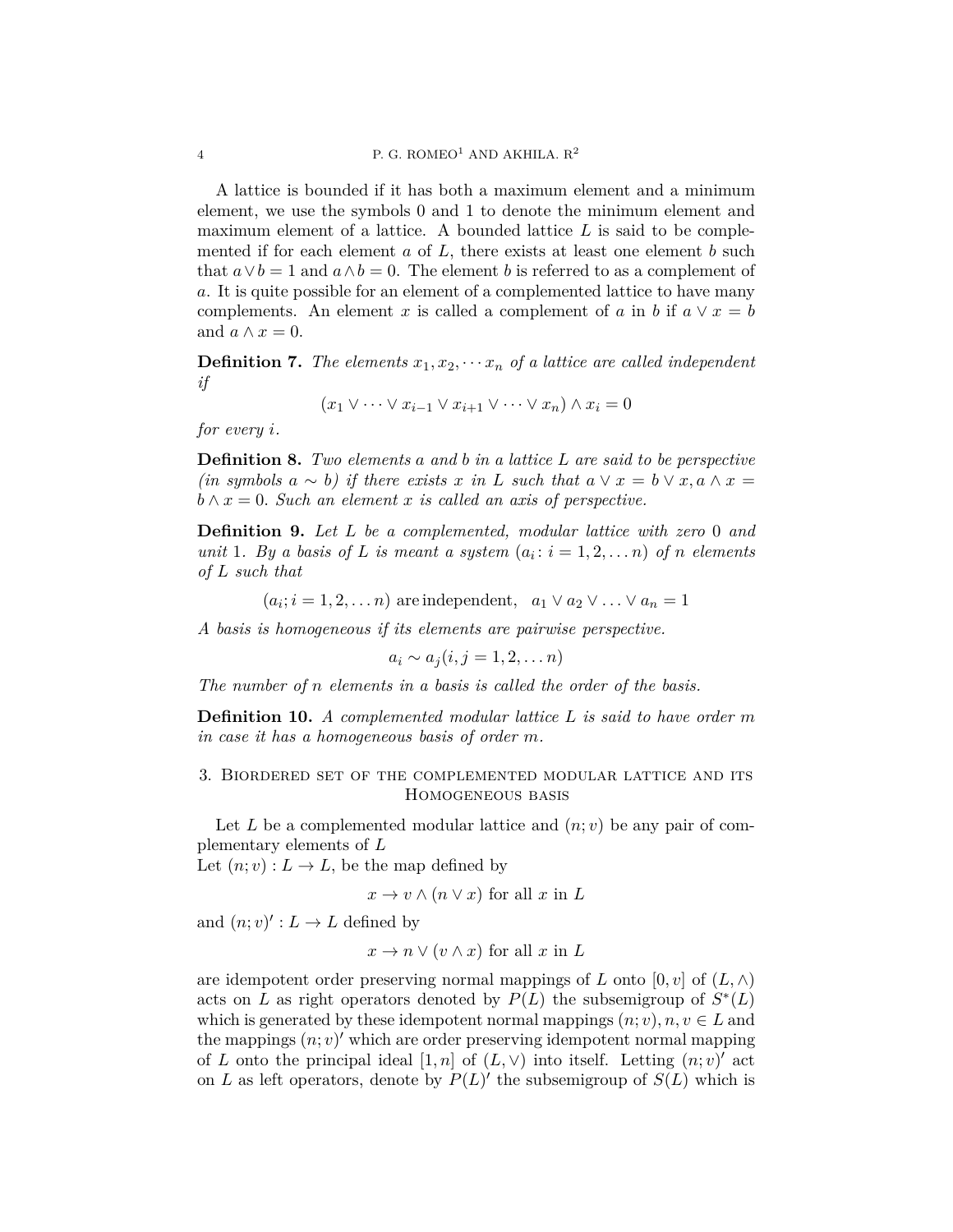A lattice is bounded if it has both a maximum element and a minimum element, we use the symbols 0 and 1 to denote the minimum element and maximum element of a lattice. A bounded lattice $L$ is said to be complemented if for each element $a$ of $L$, there exists at least one element $b$ such that $a \vee b = 1$ and $a \wedge b = 0$. The element $b$ is referred to as a complement of $a$. It is quite possible for an element of a complemented lattice to have many complements. An element $x$ is called a complement of $a$ in $b$ if $a \vee x = b$ and $a \wedge x = 0$.

**Definition 7.** *The elements $x_1, x_2, \cdots x_n$ of a lattice are called independent if*

$$(x_1 \vee \cdots \vee x_{i-1} \vee x_{i+1} \vee \cdots \vee x_n) \wedge x_i = 0$$

*for every $i$.*

**Definition 8.** *Two elements $a$ and $b$ in a lattice $L$ are said to be perspective (in symbols $a \sim b$) if there exists $x$ in $L$ such that $a \vee x = b \vee x, a \wedge x = b \wedge x = 0$. Such an element $x$ is called an axis of perspective.*

**Definition 9.** *Let $L$ be a complemented, modular lattice with zero 0 and unit 1. By a basis of $L$ is meant a system $(a_i \colon i = 1, 2, \dots n)$ of $n$ elements of $L$ such that*

$$(a_i; i = 1, 2, \dots n) \text{ are independent}, \quad a_1 \vee a_2 \vee \dots \vee a_n = 1$$

*A basis is homogeneous if its elements are pairwise perspective.*

$$a_i \sim a_j (i, j = 1, 2, \dots n)$$

*The number of $n$ elements in a basis is called the order of the basis.*

**Definition 10.** *A complemented modular lattice $L$ is said to have order $m$ in case it has a homogeneous basis of order $m$.*

## 3. Biordered set of the complemented modular lattice and its Homogeneous basis

Let $L$ be a complemented modular lattice and $(n; v)$ be any pair of complementary elements of $L$

Let $(n; v) : L \to L$, be the map defined by

$$x \to v \wedge (n \vee x) \text{ for all } x \text{ in } L$$

and $(n; v)' : L \to L$ defined by

$$x \to n \vee (v \wedge x) \text{ for all } x \text{ in } L$$

are idempotent order preserving normal mappings of $L$ onto $[0, v]$ of $(L, \wedge)$ acts on $L$ as right operators denoted by $P(L)$ the subsemigroup of $S^*(L)$ which is generated by these idempotent normal mappings $(n; v), n, v \in L$ and the mappings $(n; v)'$ which are order preserving idempotent normal mapping of $L$ onto the principal ideal $[1, n]$ of $(L, \vee)$ into itself. Letting $(n; v)'$ act on $L$ as left operators, denote by $P(L)'$ the subsemigroup of $S(L)$ which is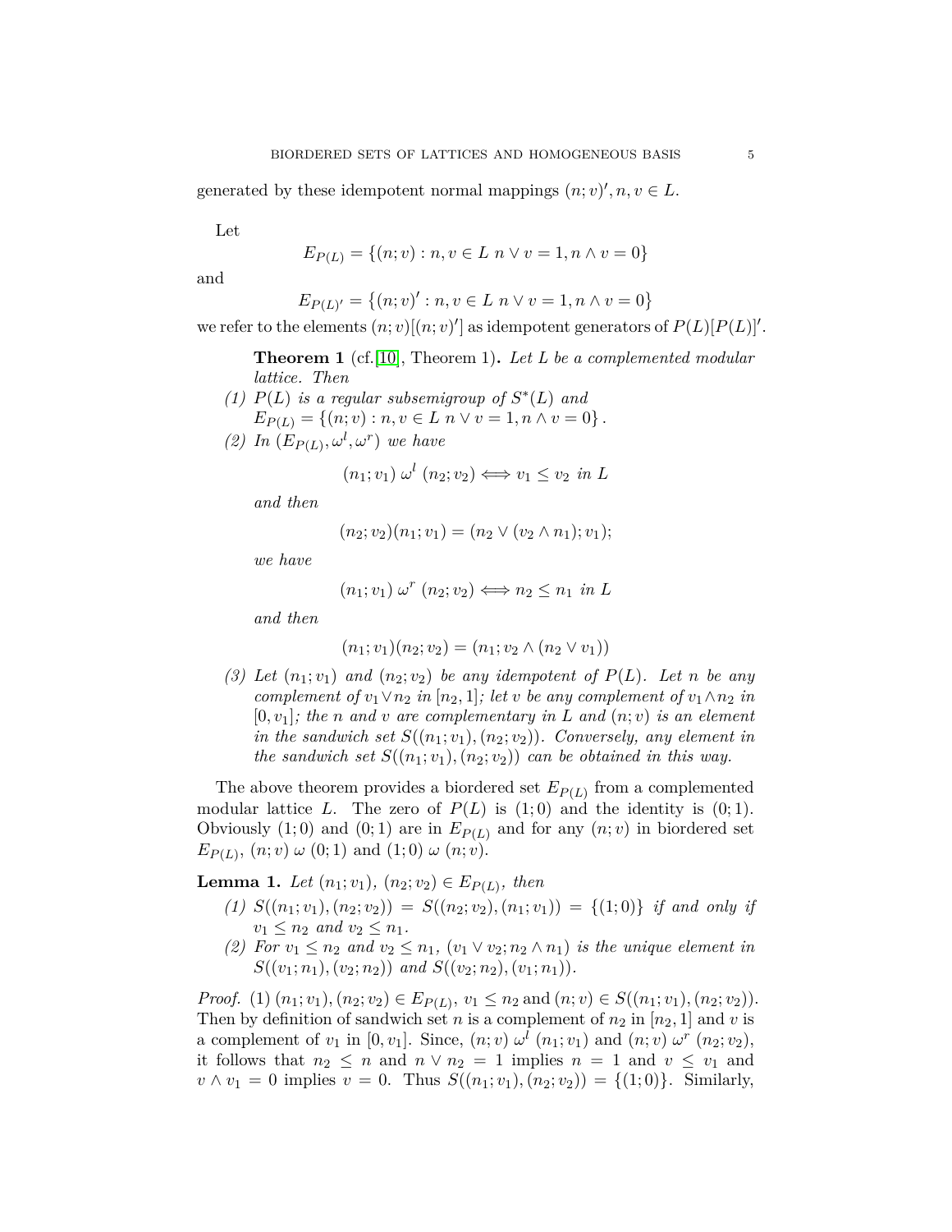generated by these idempotent normal mappings $(n; v)', n, v \in L$.

Let

$$E_{P(L)} = \{(n; v) : n, v \in L \ n \vee v = 1, n \wedge v = 0\}$$

and

$$E_{P(L)'} = \{(n; v)' : n, v \in L \ n \vee v = 1, n \wedge v = 0\}$$

we refer to the elements $(n; v)[(n; v)']$ as idempotent generators of $P(L)[P(L)]'$.

**Theorem 1** (cf.[10], Theorem 1)**.** *Let $L$ be a complemented modular lattice. Then*

*(1) $P(L)$ is a regular subsemigroup of $S^*(L)$ and $E_{P(L)} = \{(n; v) : n, v \in L \ n \vee v = 1, n \wedge v = 0\}$.*

*(2) In $(E_{P(L)}, \omega^l, \omega^r)$ we have*

$$(n_1; v_1) \ \omega^l \ (n_2; v_2) \Longleftrightarrow v_1 \leq v_2 \ \text{in} \ L$$

*and then*

$$(n_2; v_2)(n_1; v_1) = (n_2 \vee (v_2 \wedge n_1); v_1);$$

*we have*

$$(n_1; v_1) \ \omega^r \ (n_2; v_2) \Longleftrightarrow n_2 \leq n_1 \ \text{in} \ L$$

*and then*

$$(n_1; v_1)(n_2; v_2) = (n_1; v_2 \wedge (n_2 \vee v_1))$$

*(3) Let $(n_1; v_1)$ and $(n_2; v_2)$ be any idempotent of $P(L)$. Let $n$ be any complement of $v_1 \vee n_2$ in $[n_2, 1]$; let $v$ be any complement of $v_1 \wedge n_2$ in $[0, v_1]$; the $n$ and $v$ are complementary in $L$ and $(n; v)$ is an element in the sandwich set $S((n_1; v_1), (n_2; v_2))$. Conversely, any element in the sandwich set $S((n_1; v_1), (n_2; v_2))$ can be obtained in this way.*

The above theorem provides a biordered set $E_{P(L)}$ from a complemented modular lattice $L$. The zero of $P(L)$ is $(1; 0)$ and the identity is $(0; 1)$. Obviously $(1; 0)$ and $(0; 1)$ are in $E_{P(L)}$ and for any $(n; v)$ in biordered set $E_{P(L)}$, $(n; v) \ \omega \ (0; 1)$ and $(1; 0) \ \omega \ (n; v)$.

**Lemma 1.** *Let $(n_1; v_1)$, $(n_2; v_2) \in E_{P(L)}$, then*

*(1) $S((n_1; v_1), (n_2; v_2)) = S((n_2; v_2), (n_1; v_1)) = \{(1; 0)\}$ if and only if $v_1 \leq n_2$ and $v_2 \leq n_1$.*

*(2) For $v_1 \leq n_2$ and $v_2 \leq n_1$, $(v_1 \vee v_2; n_2 \wedge n_1)$ is the unique element in $S((v_1; n_1), (v_2; n_2))$ and $S((v_2; n_2), (v_1; n_1))$.*

*Proof.* (1) $(n_1; v_1), (n_2; v_2) \in E_{P(L)}$, $v_1 \leq n_2$ and $(n; v) \in S((n_1; v_1), (n_2; v_2))$. Then by definition of sandwich set $n$ is a complement of $n_2$ in $[n_2, 1]$ and $v$ is a complement of $v_1$ in $[0, v_1]$. Since, $(n; v) \ \omega^l \ (n_1; v_1)$ and $(n; v) \ \omega^r \ (n_2; v_2)$, it follows that $n_2 \leq n$ and $n \vee n_2 = 1$ implies $n = 1$ and $v \leq v_1$ and $v \wedge v_1 = 0$ implies $v = 0$. Thus $S((n_1; v_1), (n_2; v_2)) = \{(1; 0)\}$. Similarly,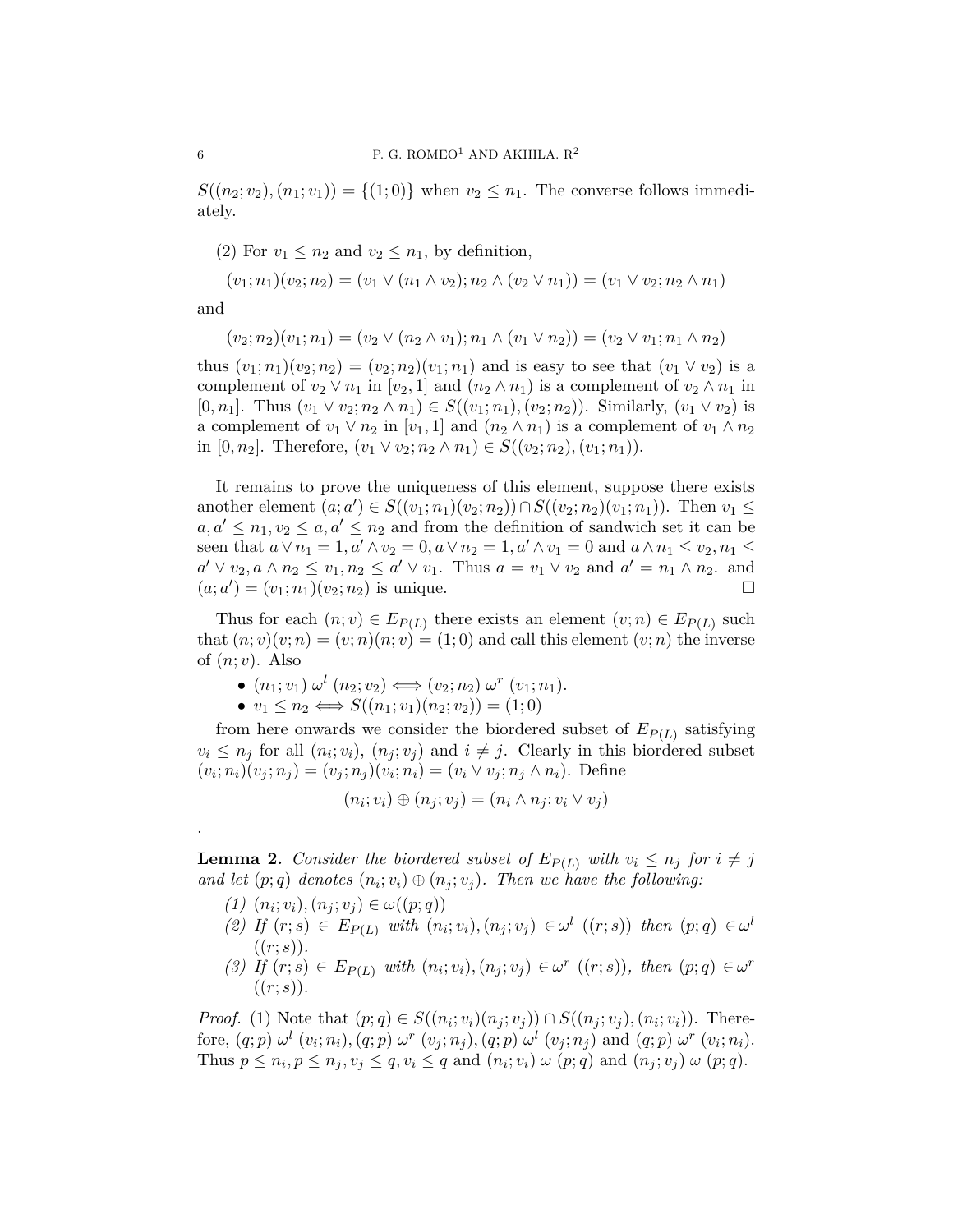$S((n_2; v_2), (n_1; v_1)) = \{(1; 0)\}$ when $v_2 \leq n_1$. The converse follows immediately.

(2) For $v_1 \leq n_2$ and $v_2 \leq n_1$, by definition,

$$(v_1; n_1)(v_2; n_2) = (v_1 \vee (n_1 \wedge v_2); n_2 \wedge (v_2 \vee n_1)) = (v_1 \vee v_2; n_2 \wedge n_1)$$

and

$$(v_2; n_2)(v_1; n_1) = (v_2 \vee (n_2 \wedge v_1); n_1 \wedge (v_1 \vee n_2)) = (v_2 \vee v_1; n_1 \wedge n_2)$$

thus $(v_1; n_1)(v_2; n_2) = (v_2; n_2)(v_1; n_1)$ and is easy to see that $(v_1 \vee v_2)$ is a complement of $v_2 \vee n_1$ in $[v_2, 1]$ and $(n_2 \wedge n_1)$ is a complement of $v_2 \wedge n_1$ in $[0, n_1]$. Thus $(v_1 \vee v_2; n_2 \wedge n_1) \in S((v_1; n_1), (v_2; n_2))$. Similarly, $(v_1 \vee v_2)$ is a complement of $v_1 \vee n_2$ in $[v_1, 1]$ and $(n_2 \wedge n_1)$ is a complement of $v_1 \wedge n_2$ in $[0, n_2]$. Therefore, $(v_1 \vee v_2; n_2 \wedge n_1) \in S((v_2; n_2), (v_1; n_1))$.

It remains to prove the uniqueness of this element, suppose there exists another element $(a; a') \in S((v_1; n_1)(v_2; n_2)) \cap S((v_2; n_2)(v_1; n_1))$. Then $v_1 \leq a, a' \leq n_1, v_2 \leq a, a' \leq n_2$ and from the definition of sandwich set it can be seen that $a \vee n_1 = 1, a' \wedge v_2 = 0, a \vee n_2 = 1, a' \wedge v_1 = 0$ and $a \wedge n_1 \leq v_2, n_1 \leq a' \vee v_2, a \wedge n_2 \leq v_1, n_2 \leq a' \vee v_1$. Thus $a = v_1 \vee v_2$ and $a' = n_1 \wedge n_2$. and $(a; a') = (v_1; n_1)(v_2; n_2)$ is unique. $\square$

Thus for each $(n; v) \in E_{P(L)}$ there exists an element $(v; n) \in E_{P(L)}$ such that $(n; v)(v; n) = (v; n)(n; v) = (1; 0)$ and call this element $(v; n)$ the inverse of $(n; v)$. Also

- $(n_1; v_1)\ \omega^l\ (n_2; v_2) \Longleftrightarrow (v_2; n_2)\ \omega^r\ (v_1; n_1)$.
- $v_1 \leq n_2 \Longleftrightarrow S((n_1; v_1)(n_2; v_2)) = (1; 0)$

from here onwards we consider the biordered subset of $E_{P(L)}$ satisfying $v_i \leq n_j$ for all $(n_i; v_i)$, $(n_j; v_j)$ and $i \neq j$. Clearly in this biordered subset $(v_i; n_i)(v_j; n_j) = (v_j; n_j)(v_i; n_i) = (v_i \vee v_j; n_j \wedge n_i)$. Define

$$(n_i; v_i) \oplus (n_j; v_j) = (n_i \wedge n_j; v_i \vee v_j)$$

.

**Lemma 2.** *Consider the biordered subset of $E_{P(L)}$ with $v_i \leq n_j$ for $i \neq j$ and let $(p; q)$ denotes $(n_i; v_i) \oplus (n_j; v_j)$. Then we have the following:*

*(1) $(n_i; v_i), (n_j; v_j) \in \omega((p; q))$*

*(2) If $(r; s) \in E_{P(L)}$ with $(n_i; v_i), (n_j; v_j) \in \omega^l\ ((r; s))$ then $(p; q) \in \omega^l\ ((r; s))$.*

*(3) If $(r; s) \in E_{P(L)}$ with $(n_i; v_i), (n_j; v_j) \in \omega^r\ ((r; s))$, then $(p; q) \in \omega^r\ ((r; s))$.*

*Proof.* (1) Note that $(p; q) \in S((n_i; v_i)(n_j; v_j)) \cap S((n_j; v_j), (n_i; v_i))$. Therefore, $(q; p)\ \omega^l\ (v_i; n_i), (q; p)\ \omega^r\ (v_j; n_j), (q; p)\ \omega^l\ (v_j; n_j)$ and $(q; p)\ \omega^r\ (v_i; n_i)$. Thus $p \leq n_i, p \leq n_j, v_j \leq q, v_i \leq q$ and $(n_i; v_i)\ \omega\ (p; q)$ and $(n_j; v_j)\ \omega\ (p; q)$.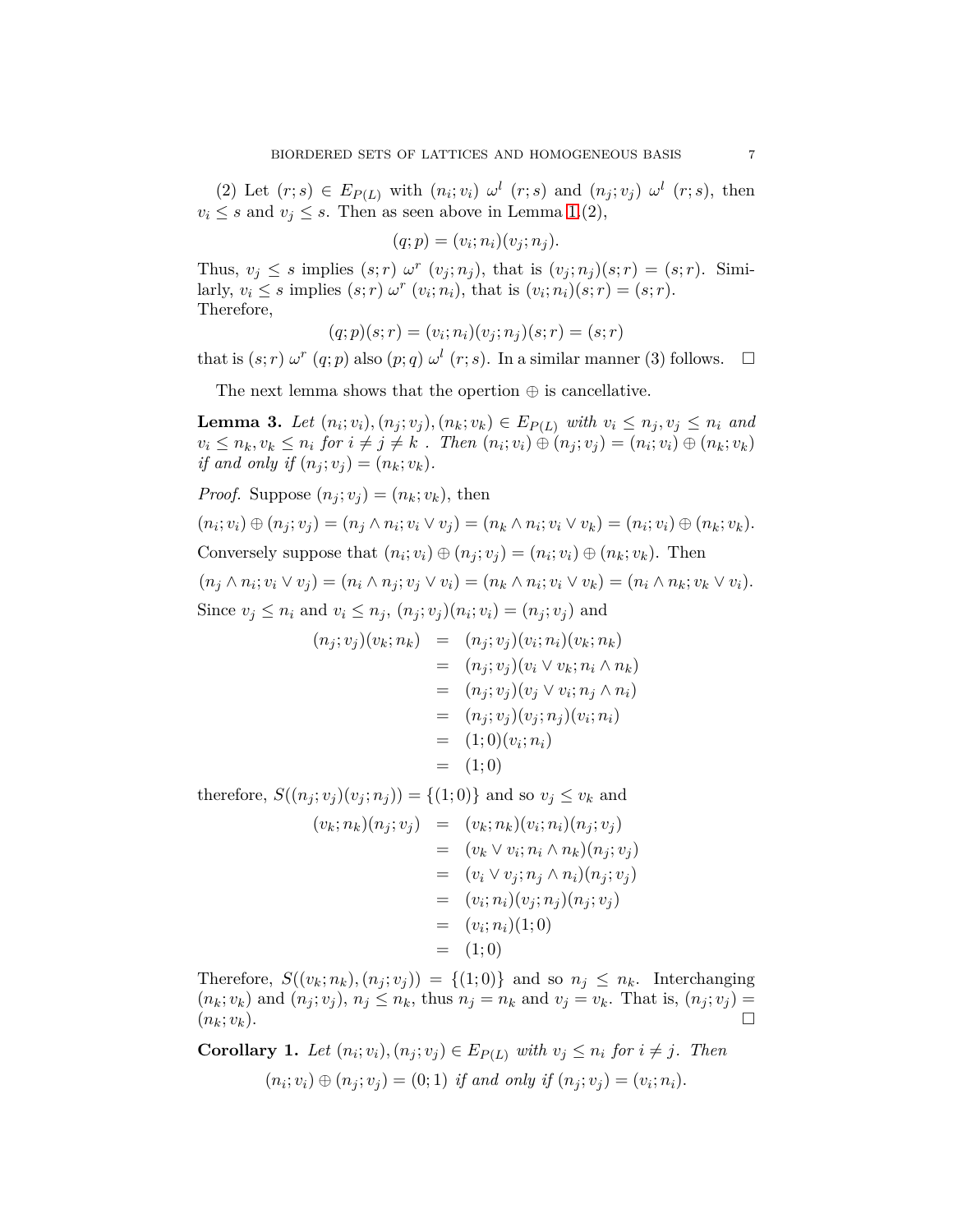(2) Let $(r; s) \in E_{P(L)}$ with $(n_i; v_i)\ \omega^l\ (r; s)$ and $(n_j; v_j)\ \omega^l\ (r; s)$, then $v_i \leq s$ and $v_j \leq s$. Then as seen above in Lemma 1 (2),

$$(q; p) = (v_i; n_i)(v_j; n_j).$$

Thus, $v_j \leq s$ implies $(s; r)\ \omega^r\ (v_j; n_j)$, that is $(v_j; n_j)(s; r) = (s; r)$. Similarly, $v_i \leq s$ implies $(s; r)\ \omega^r\ (v_i; n_i)$, that is $(v_i; n_i)(s; r) = (s; r)$. Therefore,

$$(q; p)(s; r) = (v_i; n_i)(v_j; n_j)(s; r) = (s; r)$$

that is $(s; r)\ \omega^r\ (q; p)$ also $(p; q)\ \omega^l\ (r; s)$. In a similar manner (3) follows. □

The next lemma shows that the opertion $\oplus$ is cancellative.

**Lemma 3.** *Let $(n_i; v_i), (n_j; v_j), (n_k; v_k) \in E_{P(L)}$ with $v_i \leq n_j, v_j \leq n_i$ and $v_i \leq n_k, v_k \leq n_i$ for $i \neq j \neq k$ . Then $(n_i; v_i) \oplus (n_j; v_j) = (n_i; v_i) \oplus (n_k; v_k)$ if and only if $(n_j; v_j) = (n_k; v_k)$.*

*Proof.* Suppose $(n_j; v_j) = (n_k; v_k)$, then

$$(n_i; v_i) \oplus (n_j; v_j) = (n_j \wedge n_i; v_i \vee v_j) = (n_k \wedge n_i; v_i \vee v_k) = (n_i; v_i) \oplus (n_k; v_k).$$

Conversely suppose that $(n_i; v_i) \oplus (n_j; v_j) = (n_i; v_i) \oplus (n_k; v_k)$. Then

$$(n_j \wedge n_i; v_i \vee v_j) = (n_i \wedge n_j; v_j \vee v_i) = (n_k \wedge n_i; v_i \vee v_k) = (n_i \wedge n_k; v_k \vee v_i).$$

Since $v_j \leq n_i$ and $v_i \leq n_j$, $(n_j; v_j)(n_i; v_i) = (n_j; v_j)$ and

$$\begin{aligned}
(n_j; v_j)(v_k; n_k) &= (n_j; v_j)(v_i; n_i)(v_k; n_k) \\
&= (n_j; v_j)(v_i \vee v_k; n_i \wedge n_k) \\
&= (n_j; v_j)(v_j \vee v_i; n_j \wedge n_i) \\
&= (n_j; v_j)(v_j; n_j)(v_i; n_i) \\
&= (1; 0)(v_i; n_i) \\
&= (1; 0)
\end{aligned}$$

therefore, $S((n_j; v_j)(v_j; n_j)) = \{(1; 0)\}$ and so $v_j \leq v_k$ and

$$\begin{aligned}
(v_k; n_k)(n_j; v_j) &= (v_k; n_k)(v_i; n_i)(n_j; v_j) \\
&= (v_k \vee v_i; n_i \wedge n_k)(n_j; v_j) \\
&= (v_i \vee v_j; n_j \wedge n_i)(n_j; v_j) \\
&= (v_i; n_i)(v_j; n_j)(n_j; v_j) \\
&= (v_i; n_i)(1; 0) \\
&= (1; 0)
\end{aligned}$$

Therefore, $S((v_k; n_k), (n_j; v_j)) = \{(1; 0)\}$ and so $n_j \leq n_k$. Interchanging $(n_k; v_k)$ and $(n_j; v_j)$, $n_j \leq n_k$, thus $n_j = n_k$ and $v_j = v_k$. That is, $(n_j; v_j) = (n_k; v_k)$. □

**Corollary 1.** *Let $(n_i; v_i), (n_j; v_j) \in E_{P(L)}$ with $v_j \leq n_i$ for $i \neq j$. Then*

$$(n_i; v_i) \oplus (n_j; v_j) = (0; 1) \text{ if and only if } (n_j; v_j) = (v_i; n_i).$$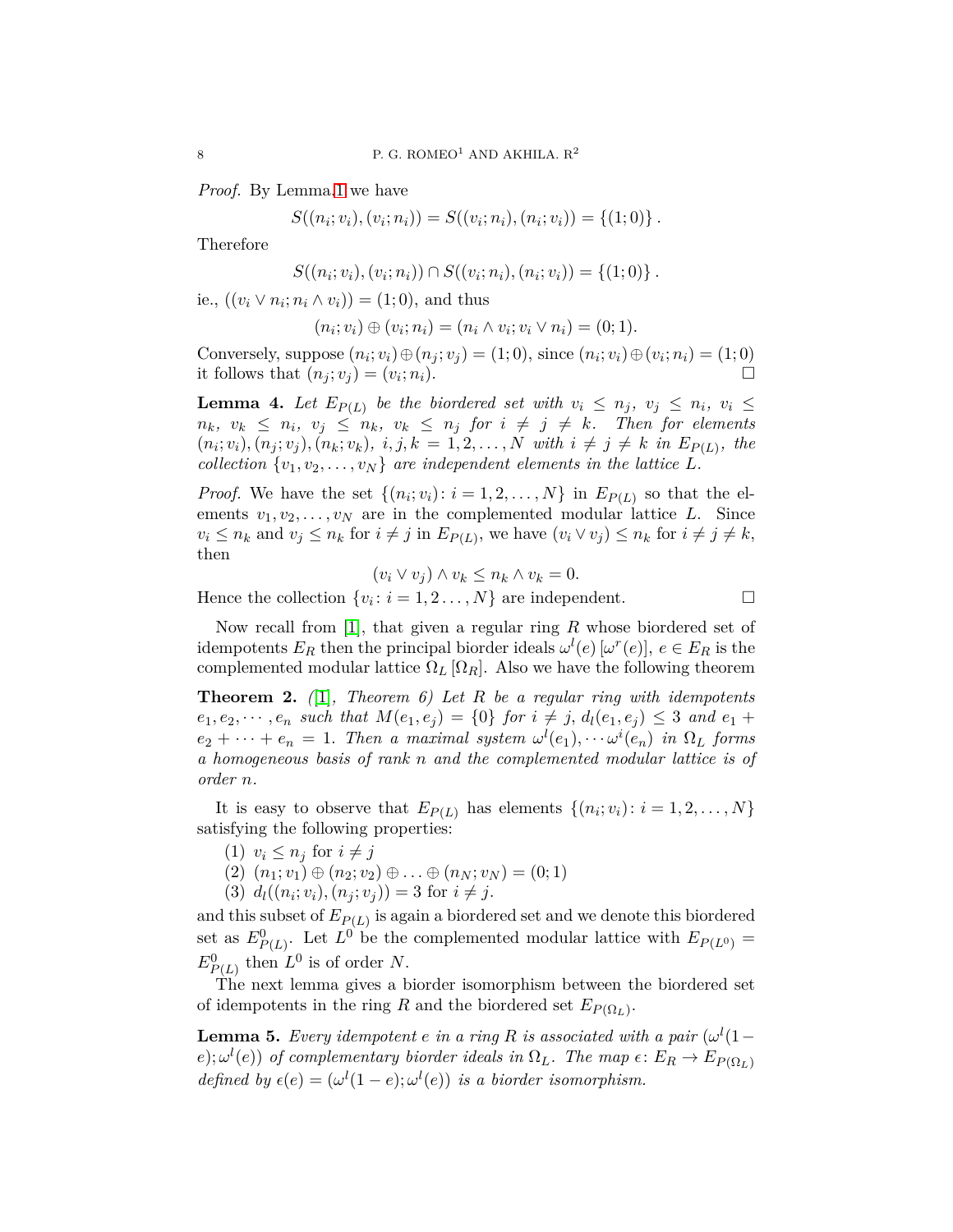*Proof.* By Lemma 1 we have

$$S((n_i;v_i),(v_i;n_i)) = S((v_i;n_i),(n_i;v_i)) = \{(1;0)\}.$$

Therefore

$$S((n_i;v_i),(v_i;n_i)) \cap S((v_i;n_i),(n_i;v_i)) = \{(1;0)\}.$$

ie., $((v_i \vee n_i; n_i \wedge v_i)) = (1;0)$, and thus

$$(n_i;v_i) \oplus (v_i;n_i) = (n_i \wedge v_i; v_i \vee n_i) = (0;1).$$

Conversely, suppose $(n_i;v_i) \oplus (n_j;v_j) = (1;0)$, since $(n_i;v_i) \oplus (v_i;n_i) = (1;0)$ it follows that $(n_j;v_j) = (v_i;n_i)$. □

**Lemma 4.** *Let $E_{P(L)}$ be the biordered set with $v_i \leq n_j$, $v_j \leq n_i$, $v_i \leq n_k$, $v_k \leq n_i$, $v_j \leq n_k$, $v_k \leq n_j$ for $i \neq j \neq k$. Then for elements $(n_i;v_i),(n_j;v_j),(n_k;v_k)$, $i,j,k = 1,2,\ldots,N$ with $i \neq j \neq k$ in $E_{P(L)}$, the collection $\{v_1,v_2,\ldots,v_N\}$ are independent elements in the lattice $L$.*

*Proof.* We have the set $\{(n_i;v_i) \colon i = 1,2,\ldots,N\}$ in $E_{P(L)}$ so that the elements $v_1,v_2,\ldots,v_N$ are in the complemented modular lattice $L$. Since $v_i \leq n_k$ and $v_j \leq n_k$ for $i \neq j$ in $E_{P(L)}$, we have $(v_i \vee v_j) \leq n_k$ for $i \neq j \neq k$, then

$$(v_i \vee v_j) \wedge v_k \leq n_k \wedge v_k = 0.$$

Hence the collection $\{v_i \colon i = 1,2\ldots,N\}$ are independent. □

Now recall from [1], that given a regular ring $R$ whose biordered set of idempotents $E_R$ then the principal biorder ideals $\omega^l(e)\,[\omega^r(e)]$, $e \in E_R$ is the complemented modular lattice $\Omega_L\,[\Omega_R]$. Also we have the following theorem

**Theorem 2.** *([1], Theorem 6) Let $R$ be a regular ring with idempotents $e_1,e_2,\cdots,e_n$ such that $M(e_1,e_j) = \{0\}$ for $i \neq j$, $d_l(e_1,e_j) \leq 3$ and $e_1 + e_2 + \cdots + e_n = 1$. Then a maximal system $\omega^l(e_1),\cdots\omega^i(e_n)$ in $\Omega_L$ forms a homogeneous basis of rank $n$ and the complemented modular lattice is of order $n$.*

It is easy to observe that $E_{P(L)}$ has elements $\{(n_i;v_i) \colon i = 1,2,\ldots,N\}$ satisfying the following properties:

1. $v_i \leq n_j$ for $i \neq j$
2. $(n_1;v_1) \oplus (n_2;v_2) \oplus \ldots \oplus (n_N;v_N) = (0;1)$
3. $d_l((n_i;v_i),(n_j;v_j)) = 3$ for $i \neq j$.

and this subset of $E_{P(L)}$ is again a biordered set and we denote this biordered set as $E^0_{P(L)}$. Let $L^0$ be the complemented modular lattice with $E_{P(L^0)} = E^0_{P(L)}$ then $L^0$ is of order $N$.

The next lemma gives a biorder isomorphism between the biordered set of idempotents in the ring $R$ and the biordered set $E_{P(\Omega_L)}$.

**Lemma 5.** *Every idempotent $e$ in a ring $R$ is associated with a pair $(\omega^l(1-e);\omega^l(e))$ of complementary biorder ideals in $\Omega_L$. The map $\epsilon \colon E_R \to E_{P(\Omega_L)}$ defined by $\epsilon(e) = (\omega^l(1-e);\omega^l(e))$ is a biorder isomorphism.*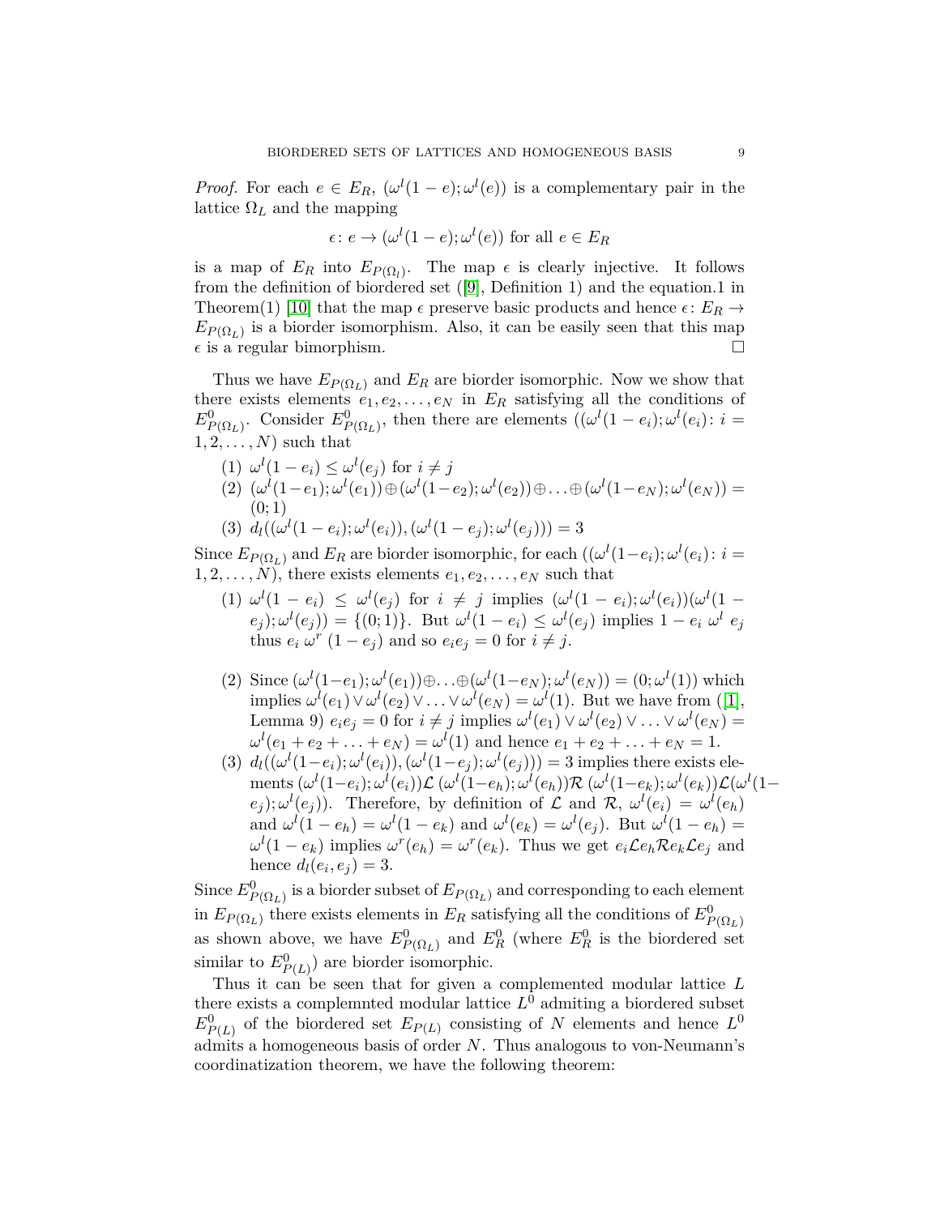*Proof.* For each $e \in E_R$, $(\omega^l(1-e);\omega^l(e))$ is a complementary pair in the lattice $\Omega_L$ and the mapping

$$\epsilon\colon e \to (\omega^l(1-e);\omega^l(e)) \text{ for all } e \in E_R$$

is a map of $E_R$ into $E_{P(\Omega_l)}$. The map $\epsilon$ is clearly injective. It follows from the definition of biordered set ([9], Definition 1) and the equation.1 in Theorem(1) [10] that the map $\epsilon$ preserve basic products and hence $\epsilon\colon E_R \to E_{P(\Omega_L)}$ is a biorder isomorphism. Also, it can be easily seen that this map $\epsilon$ is a regular bimorphism. □

Thus we have $E_{P(\Omega_L)}$ and $E_R$ are biorder isomorphic. Now we show that there exists elements $e_1, e_2, \ldots, e_N$ in $E_R$ satisfying all the conditions of $E^0_{P(\Omega_L)}$. Consider $E^0_{P(\Omega_L)}$, then there are elements $((\omega^l(1-e_i);\omega^l(e_i)\colon i = 1,2,\ldots,N)$ such that

(1) $\omega^l(1-e_i) \leq \omega^l(e_j)$ for $i \neq j$
(2) $(\omega^l(1-e_1);\omega^l(e_1)) \oplus (\omega^l(1-e_2);\omega^l(e_2)) \oplus \ldots \oplus (\omega^l(1-e_N);\omega^l(e_N)) = (0;1)$
(3) $d_l((\omega^l(1-e_i);\omega^l(e_i)),(\omega^l(1-e_j);\omega^l(e_j))) = 3$

Since $E_{P(\Omega_L)}$ and $E_R$ are biorder isomorphic, for each $((\omega^l(1-e_i);\omega^l(e_i)\colon i = 1,2,\ldots,N)$, there exists elements $e_1, e_2, \ldots, e_N$ such that

(1) $\omega^l(1-e_i) \leq \omega^l(e_j)$ for $i \neq j$ implies $(\omega^l(1-e_i);\omega^l(e_i))(\omega^l(1-e_j);\omega^l(e_j)) = \{(0;1)\}$. But $\omega^l(1-e_i) \leq \omega^l(e_j)$ implies $1-e_i\ \omega^l\ e_j$ thus $e_i\ \omega^r\ (1-e_j)$ and so $e_ie_j = 0$ for $i \neq j$.

(2) Since $(\omega^l(1-e_1);\omega^l(e_1)) \oplus \ldots \oplus (\omega^l(1-e_N);\omega^l(e_N)) = (0;\omega^l(1))$ which implies $\omega^l(e_1) \vee \omega^l(e_2) \vee \ldots \vee \omega^l(e_N) = \omega^l(1)$. But we have from ([1], Lemma 9) $e_ie_j = 0$ for $i \neq j$ implies $\omega^l(e_1) \vee \omega^l(e_2) \vee \ldots \vee \omega^l(e_N) = \omega^l(e_1 + e_2 + \ldots + e_N) = \omega^l(1)$ and hence $e_1 + e_2 + \ldots + e_N = 1$.

(3) $d_l((\omega^l(1-e_i);\omega^l(e_i)),(\omega^l(1-e_j);\omega^l(e_j))) = 3$ implies there exists elements $(\omega^l(1-e_i);\omega^l(e_i))\mathcal{L}\ (\omega^l(1-e_h);\omega^l(e_h))\mathcal{R}\ (\omega^l(1-e_k);\omega^l(e_k))\mathcal{L}(\omega^l(1-e_j);\omega^l(e_j))$. Therefore, by definition of $\mathcal{L}$ and $\mathcal{R}$, $\omega^l(e_i) = \omega^l(e_h)$ and $\omega^l(1-e_h) = \omega^l(1-e_k)$ and $\omega^l(e_k) = \omega^l(e_j)$. But $\omega^l(1-e_h) = \omega^l(1-e_k)$ implies $\omega^r(e_h) = \omega^r(e_k)$. Thus we get $e_i\mathcal{L}e_h\mathcal{R}e_k\mathcal{L}e_j$ and hence $d_l(e_i,e_j) = 3$.

Since $E^0_{P(\Omega_L)}$ is a biorder subset of $E_{P(\Omega_L)}$ and corresponding to each element in $E_{P(\Omega_L)}$ there exists elements in $E_R$ satisfying all the conditions of $E^0_{P(\Omega_L)}$ as shown above, we have $E^0_{P(\Omega_L)}$ and $E^0_R$ (where $E^0_R$ is the biordered set similar to $E^0_{P(L)}$) are biorder isomorphic.

Thus it can be seen that for given a complemented modular lattice $L$ there exists a complemnted modular lattice $L^0$ admiting a biordered subset $E^0_{P(L)}$ of the biordered set $E_{P(L)}$ consisting of $N$ elements and hence $L^0$ admits a homogeneous basis of order $N$. Thus analogous to von-Neumann's coordinatization theorem, we have the following theorem: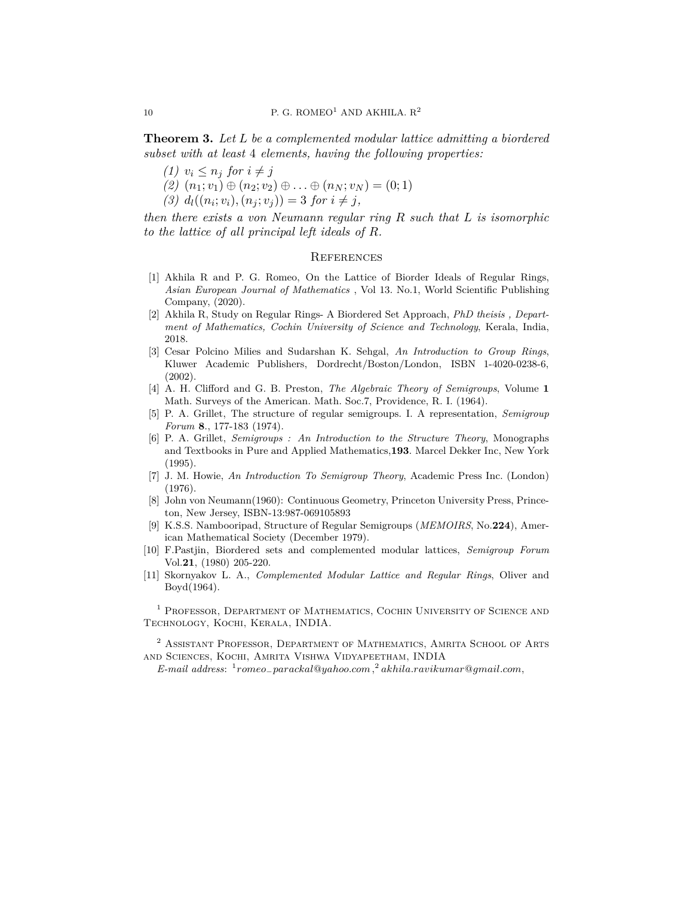**Theorem 3.** *Let $L$ be a complemented modular lattice admitting a biordered subset with at least 4 elements, having the following properties:*

*(1)* $v_i \leq n_j$ *for* $i \neq j$

*(2)* $(n_1; v_1) \oplus (n_2; v_2) \oplus \ldots \oplus (n_N; v_N) = (0; 1)$

*(3)* $d_l((n_i; v_i), (n_j; v_j)) = 3$ *for* $i \neq j$,

*then there exists a von Neumann regular ring $R$ such that $L$ is isomorphic to the lattice of all principal left ideals of $R$.*

## References

[1] Akhila R and P. G. Romeo, On the Lattice of Biorder Ideals of Regular Rings, *Asian European Journal of Mathematics* , Vol 13. No.1, World Scientific Publishing Company, (2020).

[2] Akhila R, Study on Regular Rings- A Biordered Set Approach, *PhD theisis , Department of Mathematics, Cochin University of Science and Technology*, Kerala, India, 2018.

[3] Cesar Polcino Milies and Sudarshan K. Sehgal, *An Introduction to Group Rings*, Kluwer Academic Publishers, Dordrecht/Boston/London, ISBN 1-4020-0238-6, (2002).

[4] A. H. Clifford and G. B. Preston, *The Algebraic Theory of Semigroups*, Volume **1** Math. Surveys of the American. Math. Soc.7, Providence, R. I. (1964).

[5] P. A. Grillet, The structure of regular semigroups. I. A representation, *Semigroup Forum* **8**., 177-183 (1974).

[6] P. A. Grillet, *Semigroups : An Introduction to the Structure Theory*, Monographs and Textbooks in Pure and Applied Mathematics,**193**. Marcel Dekker Inc, New York (1995).

[7] J. M. Howie, *An Introduction To Semigroup Theory*, Academic Press Inc. (London) (1976).

[8] John von Neumann(1960): Continuous Geometry, Princeton University Press, Princeton, New Jersey, ISBN-13:987-069105893

[9] K.S.S. Nambooripad, Structure of Regular Semigroups (*MEMOIRS*, No.**224**), American Mathematical Society (December 1979).

[10] F.Pastjin, Biordered sets and complemented modular lattices, *Semigroup Forum* Vol.**21**, (1980) 205-220.

[11] Skornyakov L. A., *Complemented Modular Lattice and Regular Rings*, Oliver and Boyd(1964).

[1] Professor, Department of Mathematics, Cochin University of Science and Technology, Kochi, Kerala, INDIA.

[2] Assistant Professor, Department of Mathematics, Amrita School of Arts and Sciences, Kochi, Amrita Vishwa Vidyapeetham, INDIA

*E-mail address*: [1] *romeo_parackal@yahoo.com* ,[2] *akhila.ravikumar@gmail.com*,